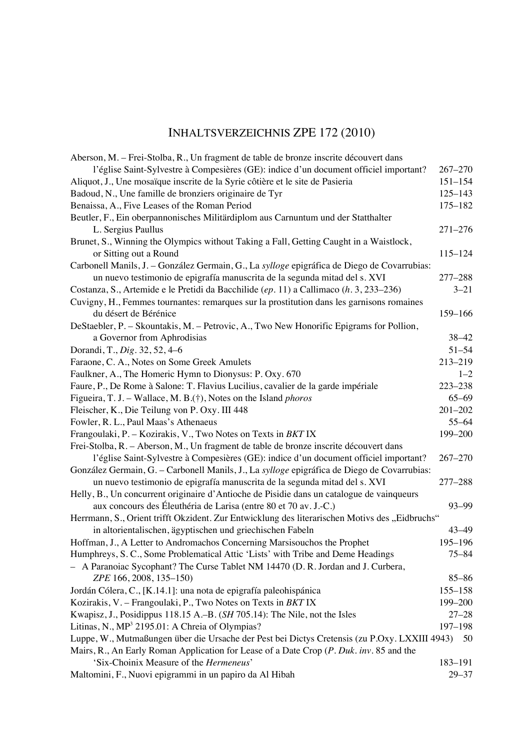# INHALTSVERZEICHNIS ZPE 172 (2010)

Aberson, M. – Frei-Stolba, R., Un fragment de table de bronze inscrite découvert dans l'église Saint-Sylvestre à Compesières (GE): indice d'un document officiel important? 267–270

Aliquot, J., Une mosaïque inscrite de la Syrie côtière et le site de Pasieria 151–154

Badoud, N., Une famille de bronziers originaire de Tyr 125–143

Benaissa, A., Five Leases of the Roman Period 175–182

Beutler, F., Ein oberpannonisches Militärdiplom aus Carnuntum und der Statthalter L. Sergius Paullus 271–276

Brunet, S., Winning the Olympics without Taking a Fall, Getting Caught in a Waistlock, or Sitting out a Round 115–124

Carbonell Manils, J. – González Germain, G., La *sylloge* epigráfica de Diego de Covarrubias: un nuevo testimonio de epigrafía manuscrita de la segunda mitad del s. XVI 277–288

Costanza, S., Artemide e le Pretidi da Bacchilide (*ep*. 11) a Callimaco (*h*. 3, 233–236) 3–21

Cuvigny, H., Femmes tournantes: remarques sur la prostitution dans les garnisons romaines du désert de Bérénice 159–166

DeStaebler, P. – Skountakis, M. – Petrovic, A., Two New Honorific Epigrams for Pollion, a Governor from Aphrodisias 38–42

Dorandi, T., *Dig*. 32, 52, 4–6 51–54

Faraone, C. A., Notes on Some Greek Amulets 213–219

Faulkner, A., The Homeric Hymn to Dionysus: P. Oxy. 670 1–2

Faure, P., De Rome à Salone: T. Flavius Lucilius, cavalier de la garde impériale 223–238

Figueira, T. J. – Wallace, M. B.(†), Notes on the Island *phoros* 65–69

Fleischer, K., Die Teilung von P. Oxy. III 448 201–202

Fowler, R. L., Paul Maas's Athenaeus 55–64

Frangoulaki, P. – Kozirakis, V., Two Notes on Texts in *BKT* IX 199–200

Frei-Stolba, R. – Aberson, M., Un fragment de table de bronze inscrite découvert dans l'église Saint-Sylvestre à Compesières (GE): indice d'un document officiel important? 267–270

González Germain, G. – Carbonell Manils, J., La *sylloge* epigráfica de Diego de Covarrubias: un nuevo testimonio de epigrafía manuscrita de la segunda mitad del s. XVI 277–288

Helly, B., Un concurrent originaire d'Antioche de Pisidie dans un catalogue de vainqueurs aux concours des Éleuthéria de Larisa (entre 80 et 70 av. J.-C.) 93–99

Herrmann, S., Orient trifft Okzident. Zur Entwicklung des literarischen Motivs des „Eidbruchs" in altorientalischen, ägyptischen und griechischen Fabeln 43–49

Hoffman, J., A Letter to Andromachos Concerning Marsisouchos the Prophet 195–196

Humphreys, S. C., Some Problematical Attic 'Lists' with Tribe and Deme Headings 75–84

– A Paranoiac Sycophant? The Curse Tablet NM 14470 (D. R. Jordan and J. Curbera, *ZPE* 166, 2008, 135–150) 85–86

Jordán Cólera, C., [K.14.1]: una nota de epigrafía paleohispánica 155–158

Kozirakis, V. – Frangoulaki, P., Two Notes on Texts in *BKT* IX 199–200

Kwapisz, J., Posidippus 118.15 A.–B. (*SH* 705.14): The Nile, not the Isles 27–28

Litinas, N., MP[3] 2195.01: A Chreia of Olympias? 197–198

Luppe, W., Mutmaßungen über die Ursache der Pest bei Dictys Cretensis (zu P.Oxy. LXXIII 4943) 50

Mairs, R., An Early Roman Application for Lease of a Date Crop (*P. Duk. inv*. 85 and the 'Six-Choinix Measure of the *Hermeneus*' 183–191

Maltomini, F., Nuovi epigrammi in un papiro da Al Hibah 29–37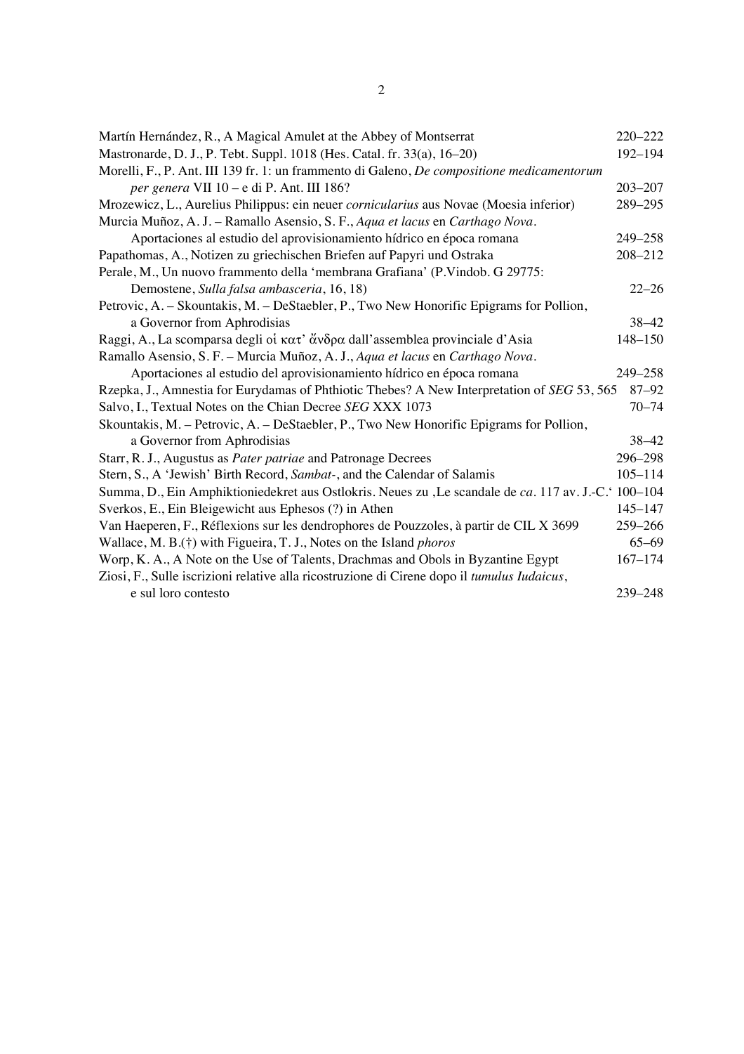Martín Hernández, R., A Magical Amulet at the Abbey of Montserrat 220–222

Mastronarde, D. J., P. Tebt. Suppl. 1018 (Hes. Catal. fr. 33(a), 16–20) 192–194

Morelli, F., P. Ant. III 139 fr. 1: un frammento di Galeno, *De compositione medicamentorum per genera* VII 10 – e di P. Ant. III 186? 203–207

Mrozewicz, L., Aurelius Philippus: ein neuer *cornicularius* aus Novae (Moesia inferior) 289–295

Murcia Muñoz, A. J. – Ramallo Asensio, S. F., *Aqua et lacus* en *Carthago Nova*. Aportaciones al estudio del aprovisionamiento hídrico en época romana 249–258

Papathomas, A., Notizen zu griechischen Briefen auf Papyri und Ostraka 208–212

Perale, M., Un nuovo frammento della 'membrana Grafiana' (P.Vindob. G 29775: Demostene, *Sulla falsa ambasceria*, 16, 18) 22–26

Petrovic, A. – Skountakis, M. – DeStaebler, P., Two New Honorific Epigrams for Pollion, a Governor from Aphrodisias 38–42

Raggi, A., La scomparsa degli οἱ κατ' ἄνδρα dall'assemblea provinciale d'Asia 148–150

Ramallo Asensio, S. F. – Murcia Muñoz, A. J., *Aqua et lacus* en *Carthago Nova*. Aportaciones al estudio del aprovisionamiento hídrico en época romana 249–258

Rzepka, J., Amnestia for Eurydamas of Phthiotic Thebes? A New Interpretation of *SEG* 53, 565 87–92

Salvo, I., Textual Notes on the Chian Decree *SEG* XXX 1073 70–74

Skountakis, M. – Petrovic, A. – DeStaebler, P., Two New Honorific Epigrams for Pollion, a Governor from Aphrodisias 38–42

Starr, R. J., Augustus as *Pater patriae* and Patronage Decrees 296–298

Stern, S., A 'Jewish' Birth Record, *Sambat-*, and the Calendar of Salamis 105–114

Summa, D., Ein Amphiktioniedekret aus Ostlokris. Neues zu ‚Le scandale de *ca*. 117 av. J.-C.' 100–104

Sverkos, E., Ein Bleigewicht aus Ephesos (?) in Athen 145–147

Van Haeperen, F., Réflexions sur les dendrophores de Pouzzoles, à partir de CIL X 3699 259–266

Wallace, M. B.(†) with Figueira, T. J., Notes on the Island *phoros* 65–69

Worp, K. A., A Note on the Use of Talents, Drachmas and Obols in Byzantine Egypt 167–174

Ziosi, F., Sulle iscrizioni relative alla ricostruzione di Cirene dopo il *tumulus Iudaicus*, e sul loro contesto 239–248